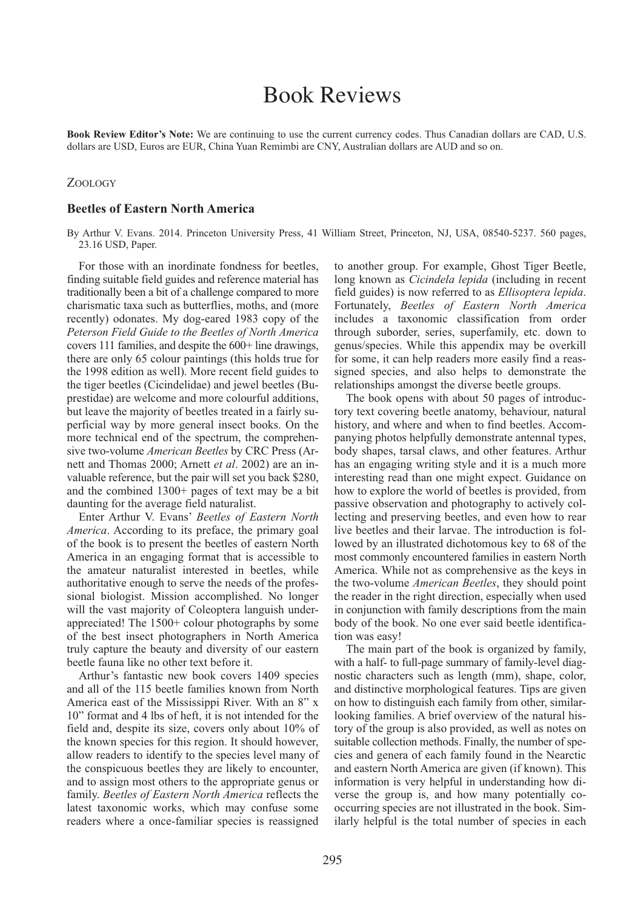# Book Reviews

**Book Review Editor's Note:** We are continuing to use the current currency codes. Thus Canadian dollars are CAD, U.S. dollars are USD, Euros are EUR, China Yuan Remimbi are CNY, Australian dollars are AUD and so on.

## Zoology

### Beetles of Eastern North America

By Arthur V. Evans. 2014. Princeton University Press, 41 William Street, Princeton, NJ, USA, 08540-5237. 560 pages, 23.16 USD, Paper.

For those with an inordinate fondness for beetles, finding suitable field guides and reference material has traditionally been a bit of a challenge compared to more charismatic taxa such as butterflies, moths, and (more recently) odonates. My dog-eared 1983 copy of the *Peterson Field Guide to the Beetles of North America* covers 111 families, and despite the 600+ line drawings, there are only 65 colour paintings (this holds true for the 1998 edition as well). More recent field guides to the tiger beetles (Cicindelidae) and jewel beetles (Buprestidae) are welcome and more colourful additions, but leave the majority of beetles treated in a fairly superficial way by more general insect books. On the more technical end of the spectrum, the comprehensive two-volume *American Beetles* by CRC Press (Arnett and Thomas 2000; Arnett *et al*. 2002) are an invaluable reference, but the pair will set you back $280, and the combined 1300+ pages of text may be a bit daunting for the average field naturalist.

Enter Arthur V. Evans' *Beetles of Eastern North America*. According to its preface, the primary goal of the book is to present the beetles of eastern North America in an engaging format that is accessible to the amateur naturalist interested in beetles, while authoritative enough to serve the needs of the professional biologist. Mission accomplished. No longer will the vast majority of Coleoptera languish under-appreciated! The 1500+ colour photographs by some of the best insect photographers in North America truly capture the beauty and diversity of our eastern beetle fauna like no other text before it.

Arthur's fantastic new book covers 1409 species and all of the 115 beetle families known from North America east of the Mississippi River. With an 8" x 10" format and 4 lbs of heft, it is not intended for the field and, despite its size, covers only about 10% of the known species for this region. It should however, allow readers to identify to the species level many of the conspicuous beetles they are likely to encounter, and to assign most others to the appropriate genus or family. *Beetles of Eastern North America* reflects the latest taxonomic works, which may confuse some readers where a once-familiar species is reassigned to another group. For example, Ghost Tiger Beetle, long known as *Cicindela lepida* (including in recent field guides) is now referred to as *Ellisoptera lepida*. Fortunately, *Beetles of Eastern North America* includes a taxonomic classification from order through suborder, series, superfamily, etc. down to genus/species. While this appendix may be overkill for some, it can help readers more easily find a reassigned species, and also helps to demonstrate the relationships amongst the diverse beetle groups.

The book opens with about 50 pages of introductory text covering beetle anatomy, behaviour, natural history, and where and when to find beetles. Accompanying photos helpfully demonstrate antennal types, body shapes, tarsal claws, and other features. Arthur has an engaging writing style and it is a much more interesting read than one might expect. Guidance on how to explore the world of beetles is provided, from passive observation and photography to actively collecting and preserving beetles, and even how to rear live beetles and their larvae. The introduction is followed by an illustrated dichotomous key to 68 of the most commonly encountered families in eastern North America. While not as comprehensive as the keys in the two-volume *American Beetles*, they should point the reader in the right direction, especially when used in conjunction with family descriptions from the main body of the book. No one ever said beetle identification was easy!

The main part of the book is organized by family, with a half- to full-page summary of family-level diagnostic characters such as length (mm), shape, color, and distinctive morphological features. Tips are given on how to distinguish each family from other, similar-looking families. A brief overview of the natural history of the group is also provided, as well as notes on suitable collection methods. Finally, the number of species and genera of each family found in the Nearctic and eastern North America are given (if known). This information is very helpful in understanding how diverse the group is, and how many potentially co-occurring species are not illustrated in the book. Similarly helpful is the total number of species in each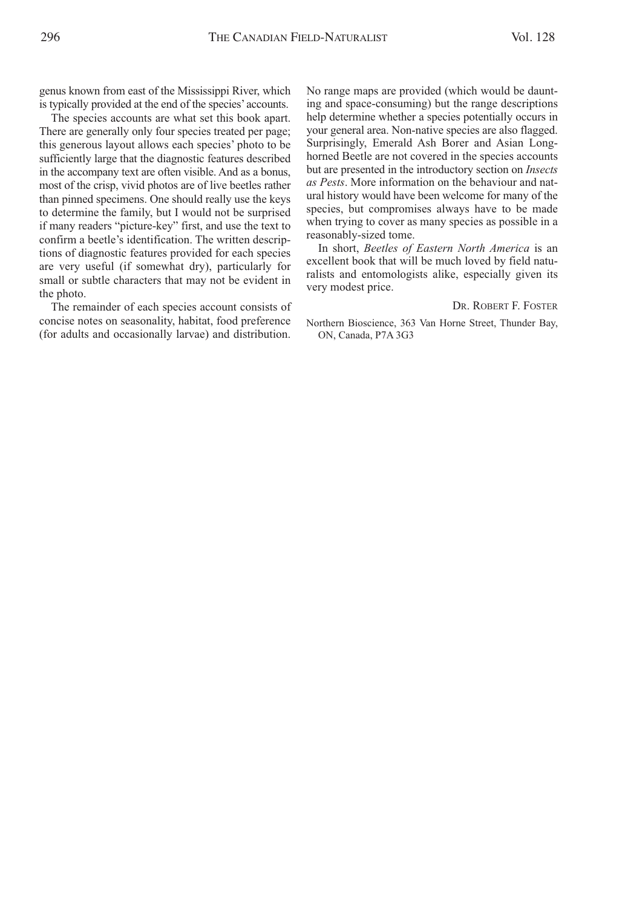genus known from east of the Mississippi River, which is typically provided at the end of the species' accounts.

The species accounts are what set this book apart. There are generally only four species treated per page; this generous layout allows each species' photo to be sufficiently large that the diagnostic features described in the accompany text are often visible. And as a bonus, most of the crisp, vivid photos are of live beetles rather than pinned specimens. One should really use the keys to determine the family, but I would not be surprised if many readers "picture-key" first, and use the text to confirm a beetle's identification. The written descriptions of diagnostic features provided for each species are very useful (if somewhat dry), particularly for small or subtle characters that may not be evident in the photo.

The remainder of each species account consists of concise notes on seasonality, habitat, food preference (for adults and occasionally larvae) and distribution. No range maps are provided (which would be daunting and space-consuming) but the range descriptions help determine whether a species potentially occurs in your general area. Non-native species are also flagged. Surprisingly, Emerald Ash Borer and Asian Longhorned Beetle are not covered in the species accounts but are presented in the introductory section on *Insects as Pests*. More information on the behaviour and natural history would have been welcome for many of the species, but compromises always have to be made when trying to cover as many species as possible in a reasonably-sized tome.

In short, *Beetles of Eastern North America* is an excellent book that will be much loved by field naturalists and entomologists alike, especially given its very modest price.

Dr. Robert F. Foster

Northern Bioscience, 363 Van Horne Street, Thunder Bay, ON, Canada, P7A 3G3